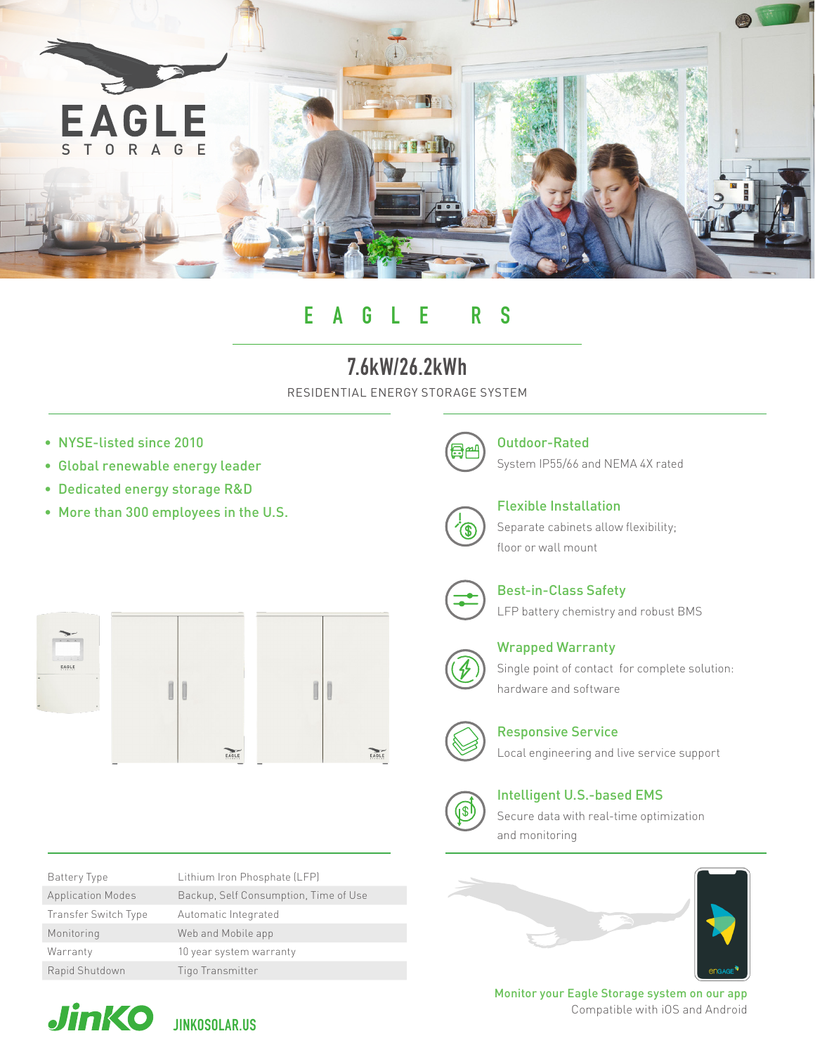# EAGLE STORAGE

## EAGLE RS

### 7.6kW/26.2kWh

RESIDENTIAL ENERGY STORAGE SYSTEM

- NYSE-listed since 2010
- Global renewable energy leader
- Dedicated energy storage R&D
- More than 300 employees in the U.S.

**Outdoor-Rated**
System IP55/66 and NEMA 4X rated

**Flexible Installation**
Separate cabinets allow flexibility; floor or wall mount

**Best-in-Class Safety**
LFP battery chemistry and robust BMS

**Wrapped Warranty**
Single point of contact for complete solution: hardware and software

**Responsive Service**
Local engineering and live service support

**Intelligent U.S.-based EMS**
Secure data with real-time optimization and monitoring

| | |
|---|---|
| Battery Type | Lithium Iron Phosphate (LFP) |
| Application Modes | Backup, Self Consumption, Time of Use |
| Transfer Switch Type | Automatic Integrated |
| Monitoring | Web and Mobile app |
| Warranty | 10 year system warranty |
| Rapid Shutdown | Tigo Transmitter |

Monitor your Eagle Storage system on our app
Compatible with iOS and Android

JinKO JINKOSOLAR.US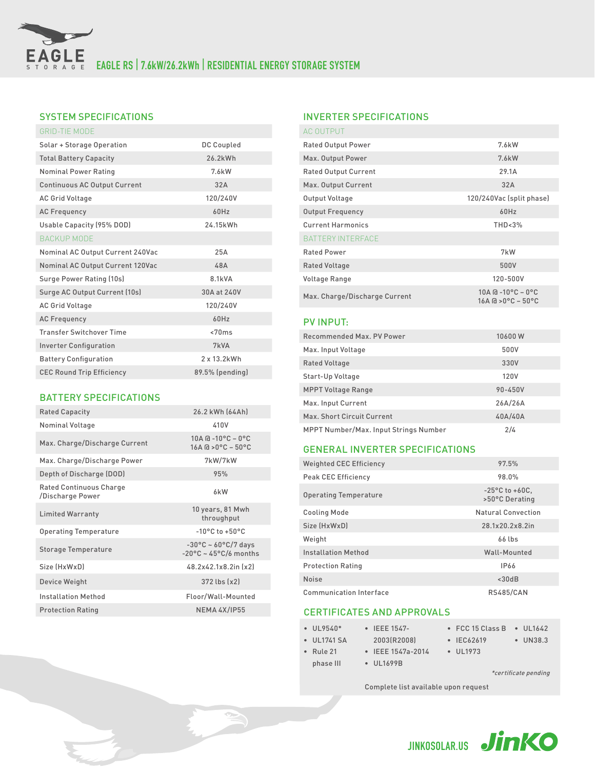# EAGLE RS | 7.6kW/26.2kWh | RESIDENTIAL ENERGY STORAGE SYSTEM

## SYSTEM SPECIFICATIONS

| GRID-TIE MODE | |
|---|---|
| Solar + Storage Operation | DC Coupled |
| Total Battery Capacity | 26.2kWh |
| Nominal Power Rating | 7.6kW |
| Continuous AC Output Current | 32A |
| AC Grid Voltage | 120/240V |
| AC Frequency | 60Hz |
| Usable Capacity (95% DOD) | 24.15kWh |
| **BACKUP MODE** | |
| Nominal AC Output Current 240Vac | 25A |
| Nominal AC Output Current 120Vac | 48A |
| Surge Power Rating (10s) | 8.1kVA |
| Surge AC Output Current (10s) | 30A at 240V |
| AC Grid Voltage | 120/240V |
| AC Frequency | 60Hz |
| Transfer Switchover Time | <70ms |
| Inverter Configuration | 7kVA |
| Battery Configuration | 2 x 13.2kWh |
| CEC Round Trip Efficiency | 89.5% (pending) |

## BATTERY SPECIFICATIONS

| | |
|---|---|
| Rated Capacity | 26.2 kWh (64Ah) |
| Nominal Voltage | 410V |
| Max. Charge/Discharge Current | 10A @ -10°C – 0°C<br>16A @ >0°C – 50°C |
| Max. Charge/Discharge Power | 7kW/7kW |
| Depth of Discharge (DOD) | 95% |
| Rated Continuous Charge /Discharge Power | 6kW |
| Limited Warranty | 10 years, 81 Mwh throughput |
| Operating Temperature | -10°C to +50°C |
| Storage Temperature | -30°C ~ 60°C/7 days<br>-20°C ~ 45°C/6 months |
| Size (HxWxD) | 48.2x42.1x8.2in (x2) |
| Device Weight | 372 lbs (x2) |
| Installation Method | Floor/Wall-Mounted |
| Protection Rating | NEMA 4X/IP55 |

## INVERTER SPECIFICATIONS

| AC OUTPUT | |
|---|---|
| Rated Output Power | 7.6kW |
| Max. Output Power | 7.6kW |
| Rated Output Current | 29.1A |
| Max. Output Current | 32A |
| Output Voltage | 120/240Vac (split phase) |
| Output Frequency | 60Hz |
| Current Harmonics | THD<3% |
| **BATTERY INTERFACE** | |
| Rated Power | 7kW |
| Rated Voltage | 500V |
| Voltage Range | 120-500V |
| Max. Charge/Discharge Current | 10A @ -10°C – 0°C<br>16A @ >0°C – 50°C |

## PV INPUT:

| | |
|---|---|
| Recommended Max. PV Power | 10600 W |
| Max. Input Voltage | 500V |
| Rated Voltage | 330V |
| Start-Up Voltage | 120V |
| MPPT Voltage Range | 90-450V |
| Max. Input Current | 26A/26A |
| Max. Short Circuit Current | 40A/40A |
| MPPT Number/Max. Input Strings Number | 2/4 |

## GENERAL INVERTER SPECIFICATIONS

| | |
|---|---|
| Weighted CEC Efficiency | 97.5% |
| Peak CEC Efficiency | 98.0% |
| Operating Temperature | -25°C to +60C,<br>>50°C Derating |
| Cooling Mode | Natural Convection |
| Size (HxWxD) | 28.1x20.2x8.2in |
| Weight | 66 lbs |
| Installation Method | Wall-Mounted |
| Protection Rating | IP66 |
| Noise | <30dB |
| Communication Interface | RS485/CAN |

## CERTIFICATES AND APPROVALS

- UL9540*
- UL1741 SA
- Rule 21 phase III
- IEEE 1547-2003(R2008)
- IEEE 1547a-2014
- UL1699B
- FCC 15 Class B
- IEC62619
- UL1973
- UL1642
- UN38.3

*\*certificate pending*

Complete list available upon request

JINKOSOLAR.US